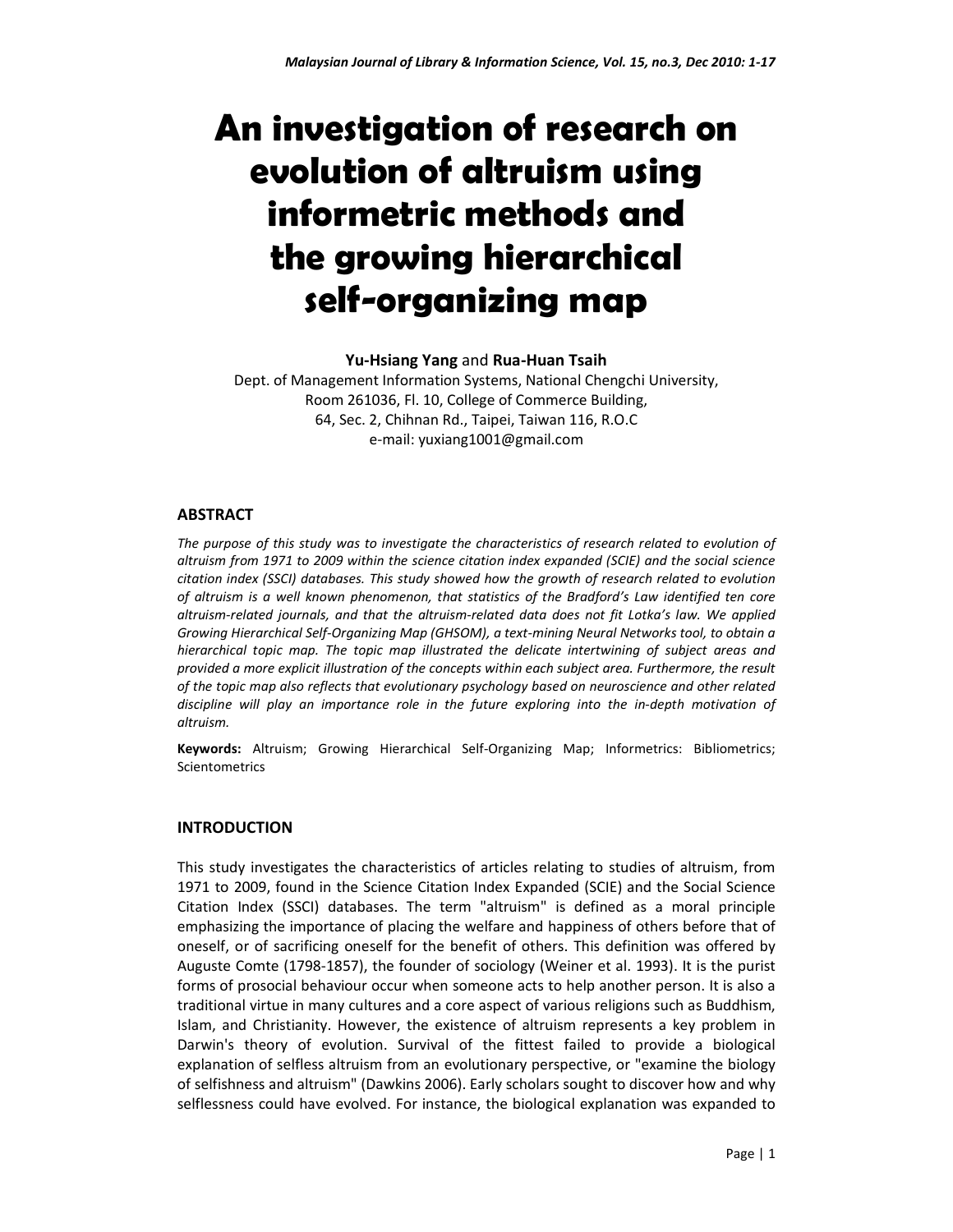# An investigation of research on evolution of altruism using informetric methods and the growing hierarchical self-organizing map

**Yu-Hsiang Yang** and **Rua-Huan Tsaih**

Dept. of Management Information Systems, National Chengchi University,
Room 261036, Fl. 10, College of Commerce Building,
64, Sec. 2, Chihnan Rd., Taipei, Taiwan 116, R.O.C
e-mail: yuxiang1001@gmail.com

## ABSTRACT

*The purpose of this study was to investigate the characteristics of research related to evolution of altruism from 1971 to 2009 within the science citation index expanded (SCIE) and the social science citation index (SSCI) databases. This study showed how the growth of research related to evolution of altruism is a well known phenomenon, that statistics of the Bradford's Law identified ten core altruism-related journals, and that the altruism-related data does not fit Lotka's law. We applied Growing Hierarchical Self-Organizing Map (GHSOM), a text-mining Neural Networks tool, to obtain a hierarchical topic map. The topic map illustrated the delicate intertwining of subject areas and provided a more explicit illustration of the concepts within each subject area. Furthermore, the result of the topic map also reflects that evolutionary psychology based on neuroscience and other related discipline will play an importance role in the future exploring into the in-depth motivation of altruism.*

**Keywords:** Altruism; Growing Hierarchical Self-Organizing Map; Informetrics: Bibliometrics; Scientometrics

## INTRODUCTION

This study investigates the characteristics of articles relating to studies of altruism, from 1971 to 2009, found in the Science Citation Index Expanded (SCIE) and the Social Science Citation Index (SSCI) databases. The term "altruism" is defined as a moral principle emphasizing the importance of placing the welfare and happiness of others before that of oneself, or of sacrificing oneself for the benefit of others. This definition was offered by Auguste Comte (1798-1857), the founder of sociology (Weiner et al. 1993). It is the purist forms of prosocial behaviour occur when someone acts to help another person. It is also a traditional virtue in many cultures and a core aspect of various religions such as Buddhism, Islam, and Christianity. However, the existence of altruism represents a key problem in Darwin's theory of evolution. Survival of the fittest failed to provide a biological explanation of selfless altruism from an evolutionary perspective, or "examine the biology of selfishness and altruism" (Dawkins 2006). Early scholars sought to discover how and why selflessness could have evolved. For instance, the biological explanation was expanded to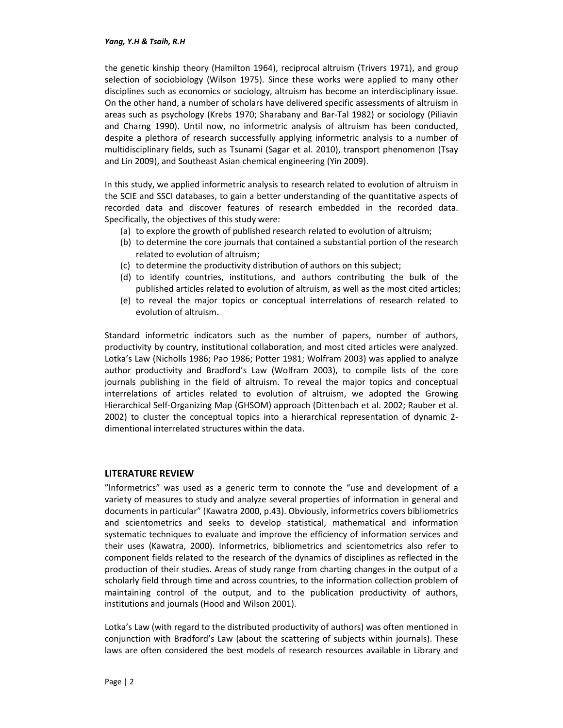the genetic kinship theory (Hamilton 1964), reciprocal altruism (Trivers 1971), and group selection of sociobiology (Wilson 1975). Since these works were applied to many other disciplines such as economics or sociology, altruism has become an interdisciplinary issue. On the other hand, a number of scholars have delivered specific assessments of altruism in areas such as psychology (Krebs 1970; Sharabany and Bar-Tal 1982) or sociology (Piliavin and Charng 1990). Until now, no informetric analysis of altruism has been conducted, despite a plethora of research successfully applying informetric analysis to a number of multidisciplinary fields, such as Tsunami (Sagar et al. 2010), transport phenomenon (Tsay and Lin 2009), and Southeast Asian chemical engineering (Yin 2009).

In this study, we applied informetric analysis to research related to evolution of altruism in the SCIE and SSCI databases, to gain a better understanding of the quantitative aspects of recorded data and discover features of research embedded in the recorded data. Specifically, the objectives of this study were:

(a) to explore the growth of published research related to evolution of altruism;
(b) to determine the core journals that contained a substantial portion of the research related to evolution of altruism;
(c) to determine the productivity distribution of authors on this subject;
(d) to identify countries, institutions, and authors contributing the bulk of the published articles related to evolution of altruism, as well as the most cited articles;
(e) to reveal the major topics or conceptual interrelations of research related to evolution of altruism.

Standard informetric indicators such as the number of papers, number of authors, productivity by country, institutional collaboration, and most cited articles were analyzed. Lotka's Law (Nicholls 1986; Pao 1986; Potter 1981; Wolfram 2003) was applied to analyze author productivity and Bradford's Law (Wolfram 2003), to compile lists of the core journals publishing in the field of altruism. To reveal the major topics and conceptual interrelations of articles related to evolution of altruism, we adopted the Growing Hierarchical Self-Organizing Map (GHSOM) approach (Dittenbach et al. 2002; Rauber et al. 2002) to cluster the conceptual topics into a hierarchical representation of dynamic 2-dimentional interrelated structures within the data.

## LITERATURE REVIEW

"Informetrics" was used as a generic term to connote the "use and development of a variety of measures to study and analyze several properties of information in general and documents in particular" (Kawatra 2000, p.43). Obviously, informetrics covers bibliometrics and scientometrics and seeks to develop statistical, mathematical and information systematic techniques to evaluate and improve the efficiency of information services and their uses (Kawatra, 2000). Informetrics, bibliometrics and scientometrics also refer to component fields related to the research of the dynamics of disciplines as reflected in the production of their studies. Areas of study range from charting changes in the output of a scholarly field through time and across countries, to the information collection problem of maintaining control of the output, and to the publication productivity of authors, institutions and journals (Hood and Wilson 2001).

Lotka's Law (with regard to the distributed productivity of authors) was often mentioned in conjunction with Bradford's Law (about the scattering of subjects within journals). These laws are often considered the best models of research resources available in Library and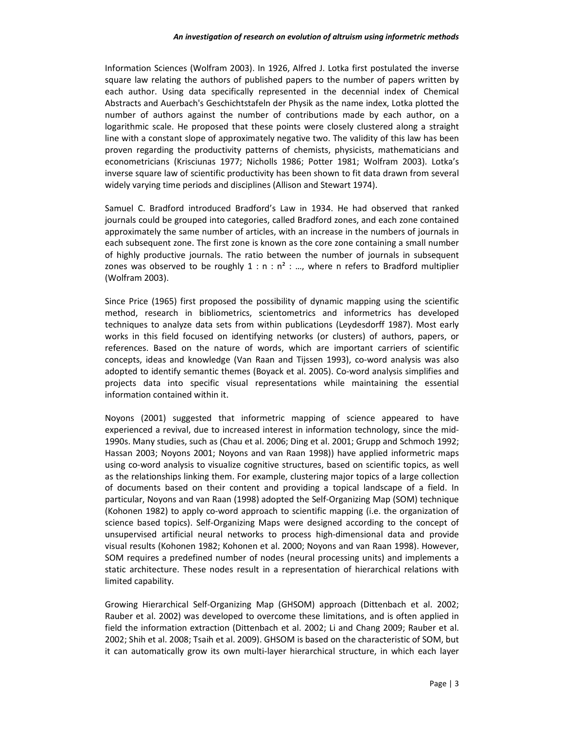Information Sciences (Wolfram 2003). In 1926, Alfred J. Lotka first postulated the inverse square law relating the authors of published papers to the number of papers written by each author. Using data specifically represented in the decennial index of Chemical Abstracts and Auerbach's Geschichtstafeln der Physik as the name index, Lotka plotted the number of authors against the number of contributions made by each author, on a logarithmic scale. He proposed that these points were closely clustered along a straight line with a constant slope of approximately negative two. The validity of this law has been proven regarding the productivity patterns of chemists, physicists, mathematicians and econometricians (Krisciunas 1977; Nicholls 1986; Potter 1981; Wolfram 2003). Lotka's inverse square law of scientific productivity has been shown to fit data drawn from several widely varying time periods and disciplines (Allison and Stewart 1974).

Samuel C. Bradford introduced Bradford's Law in 1934. He had observed that ranked journals could be grouped into categories, called Bradford zones, and each zone contained approximately the same number of articles, with an increase in the numbers of journals in each subsequent zone. The first zone is known as the core zone containing a small number of highly productive journals. The ratio between the number of journals in subsequent zones was observed to be roughly $1 : n : n^2 : \ldots$, where n refers to Bradford multiplier (Wolfram 2003).

Since Price (1965) first proposed the possibility of dynamic mapping using the scientific method, research in bibliometrics, scientometrics and informetrics has developed techniques to analyze data sets from within publications (Leydesdorff 1987). Most early works in this field focused on identifying networks (or clusters) of authors, papers, or references. Based on the nature of words, which are important carriers of scientific concepts, ideas and knowledge (Van Raan and Tijssen 1993), co-word analysis was also adopted to identify semantic themes (Boyack et al. 2005). Co-word analysis simplifies and projects data into specific visual representations while maintaining the essential information contained within it.

Noyons (2001) suggested that informetric mapping of science appeared to have experienced a revival, due to increased interest in information technology, since the mid-1990s. Many studies, such as (Chau et al. 2006; Ding et al. 2001; Grupp and Schmoch 1992; Hassan 2003; Noyons 2001; Noyons and van Raan 1998)) have applied informetric maps using co-word analysis to visualize cognitive structures, based on scientific topics, as well as the relationships linking them. For example, clustering major topics of a large collection of documents based on their content and providing a topical landscape of a field. In particular, Noyons and van Raan (1998) adopted the Self-Organizing Map (SOM) technique (Kohonen 1982) to apply co-word approach to scientific mapping (i.e. the organization of science based topics). Self-Organizing Maps were designed according to the concept of unsupervised artificial neural networks to process high-dimensional data and provide visual results (Kohonen 1982; Kohonen et al. 2000; Noyons and van Raan 1998). However, SOM requires a predefined number of nodes (neural processing units) and implements a static architecture. These nodes result in a representation of hierarchical relations with limited capability.

Growing Hierarchical Self-Organizing Map (GHSOM) approach (Dittenbach et al. 2002; Rauber et al. 2002) was developed to overcome these limitations, and is often applied in field the information extraction (Dittenbach et al. 2002; Li and Chang 2009; Rauber et al. 2002; Shih et al. 2008; Tsaih et al. 2009). GHSOM is based on the characteristic of SOM, but it can automatically grow its own multi-layer hierarchical structure, in which each layer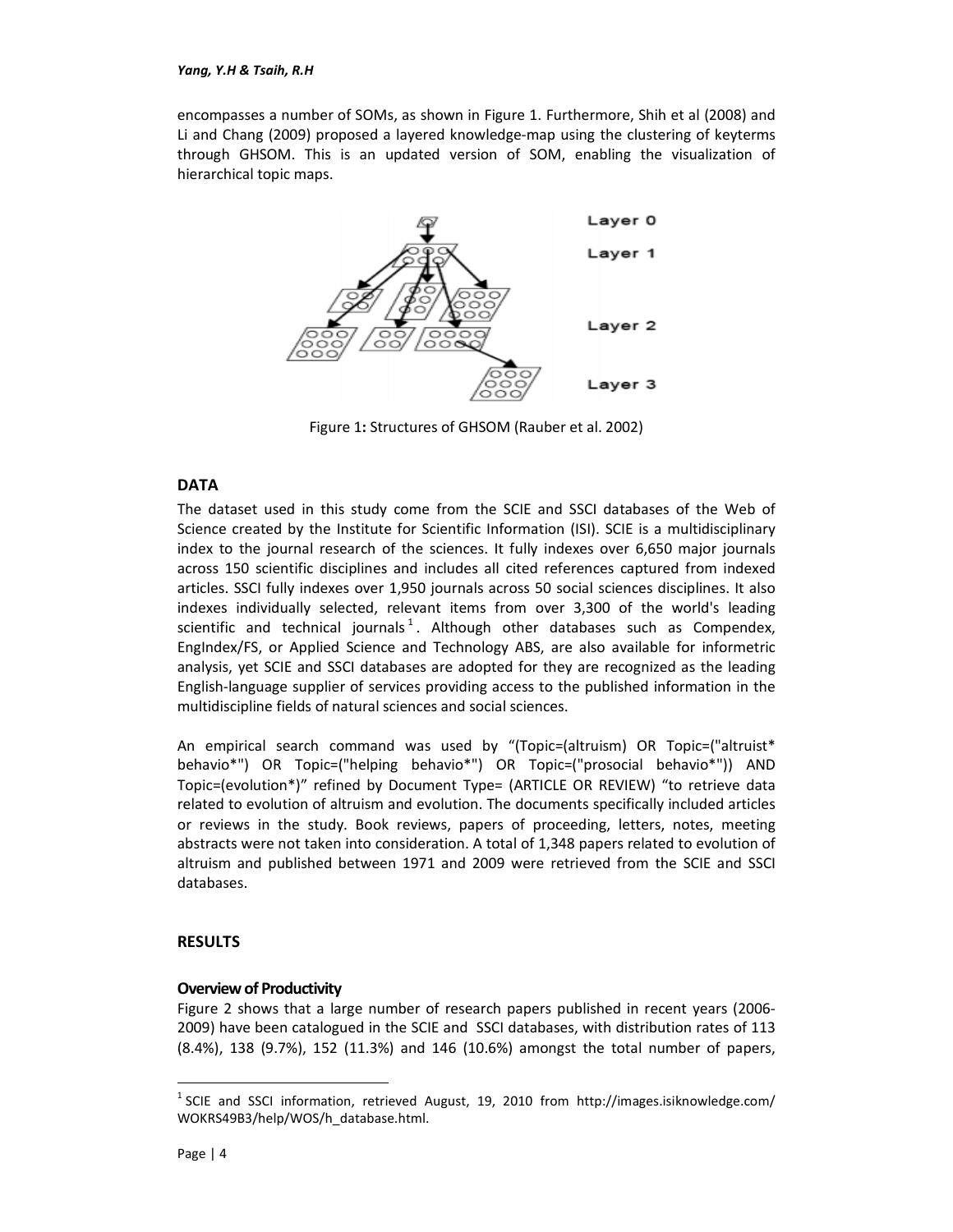encompasses a number of SOMs, as shown in Figure 1. Furthermore, Shih et al (2008) and Li and Chang (2009) proposed a layered knowledge-map using the clustering of keyterms through GHSOM. This is an updated version of SOM, enabling the visualization of hierarchical topic maps.

Figure 1**:** Structures of GHSOM (Rauber et al. 2002)

## DATA

The dataset used in this study come from the SCIE and SSCI databases of the Web of Science created by the Institute for Scientific Information (ISI). SCIE is a multidisciplinary index to the journal research of the sciences. It fully indexes over 6,650 major journals across 150 scientific disciplines and includes all cited references captured from indexed articles. SSCI fully indexes over 1,950 journals across 50 social sciences disciplines. It also indexes individually selected, relevant items from over 3,300 of the world's leading scientific and technical journals[1]. Although other databases such as Compendex, EngIndex/FS, or Applied Science and Technology ABS, are also available for informetric analysis, yet SCIE and SSCI databases are adopted for they are recognized as the leading English-language supplier of services providing access to the published information in the multidiscipline fields of natural sciences and social sciences.

An empirical search command was used by "(Topic=(altruism) OR Topic=("altruist* behavio*") OR Topic=("helping behavio*") OR Topic=("prosocial behavio*")) AND Topic=(evolution*)" refined by Document Type= (ARTICLE OR REVIEW) "to retrieve data related to evolution of altruism and evolution. The documents specifically included articles or reviews in the study. Book reviews, papers of proceeding, letters, notes, meeting abstracts were not taken into consideration. A total of 1,348 papers related to evolution of altruism and published between 1971 and 2009 were retrieved from the SCIE and SSCI databases.

## RESULTS

### Overview of Productivity

Figure 2 shows that a large number of research papers published in recent years (2006-2009) have been catalogued in the SCIE and SSCI databases, with distribution rates of 113 (8.4%), 138 (9.7%), 152 (11.3%) and 146 (10.6%) amongst the total number of papers,

---

[1] SCIE and SSCI information, retrieved August, 19, 2010 from http://images.isiknowledge.com/WOKRS49B3/help/WOS/h_database.html.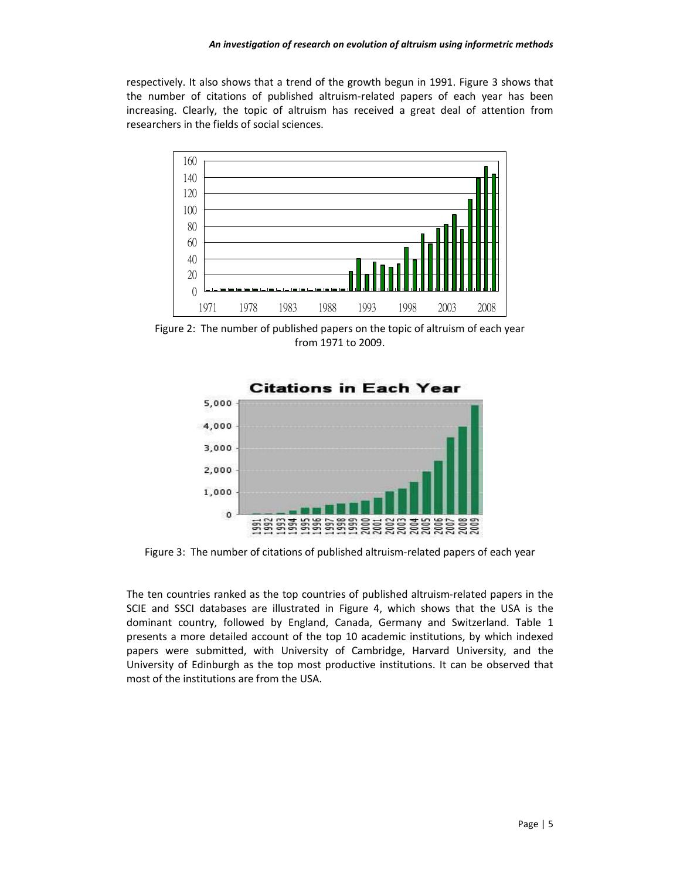respectively. It also shows that a trend of the growth begun in 1991. Figure 3 shows that the number of citations of published altruism-related papers of each year has been increasing. Clearly, the topic of altruism has received a great deal of attention from researchers in the fields of social sciences.

Figure 2: The number of published papers on the topic of altruism of each year from 1971 to 2009.

Figure 3: The number of citations of published altruism-related papers of each year

The ten countries ranked as the top countries of published altruism-related papers in the SCIE and SSCI databases are illustrated in Figure 4, which shows that the USA is the dominant country, followed by England, Canada, Germany and Switzerland. Table 1 presents a more detailed account of the top 10 academic institutions, by which indexed papers were submitted, with University of Cambridge, Harvard University, and the University of Edinburgh as the top most productive institutions. It can be observed that most of the institutions are from the USA.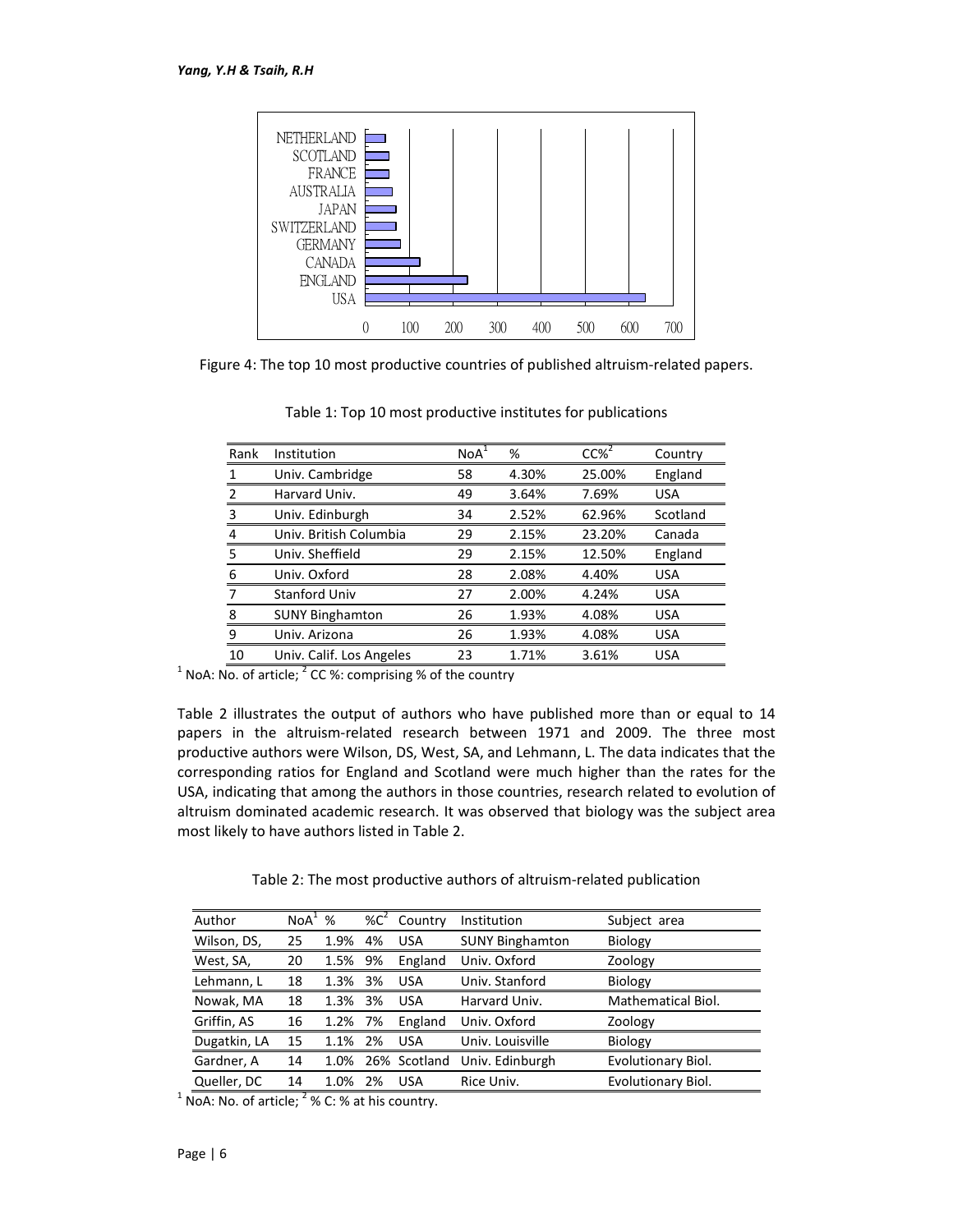Figure 4: The top 10 most productive countries of published altruism-related papers.

Table 1: Top 10 most productive institutes for publications

| Rank | Institution | NoA[1] | % | CC%[2] | Country |
|---|---|---|---|---|---|
| 1 | Univ. Cambridge | 58 | 4.30% | 25.00% | England |
| 2 | Harvard Univ. | 49 | 3.64% | 7.69% | USA |
| 3 | Univ. Edinburgh | 34 | 2.52% | 62.96% | Scotland |
| 4 | Univ. British Columbia | 29 | 2.15% | 23.20% | Canada |
| 5 | Univ. Sheffield | 29 | 2.15% | 12.50% | England |
| 6 | Univ. Oxford | 28 | 2.08% | 4.40% | USA |
| 7 | Stanford Univ | 27 | 2.00% | 4.24% | USA |
| 8 | SUNY Binghamton | 26 | 1.93% | 4.08% | USA |
| 9 | Univ. Arizona | 26 | 1.93% | 4.08% | USA |
| 10 | Univ. Calif. Los Angeles | 23 | 1.71% | 3.61% | USA |

[1] NoA: No. of article; [2] CC %: comprising % of the country

Table 2 illustrates the output of authors who have published more than or equal to 14 papers in the altruism-related research between 1971 and 2009. The three most productive authors were Wilson, DS, West, SA, and Lehmann, L. The data indicates that the corresponding ratios for England and Scotland were much higher than the rates for the USA, indicating that among the authors in those countries, research related to evolution of altruism dominated academic research. It was observed that biology was the subject area most likely to have authors listed in Table 2.

Table 2: The most productive authors of altruism-related publication

| Author | NoA[1] | % | %C[2] | Country | Institution | Subject area |
|---|---|---|---|---|---|---|
| Wilson, DS, | 25 | 1.9% | 4% | USA | SUNY Binghamton | Biology |
| West, SA, | 20 | 1.5% | 9% | England | Univ. Oxford | Zoology |
| Lehmann, L | 18 | 1.3% | 3% | USA | Univ. Stanford | Biology |
| Nowak, MA | 18 | 1.3% | 3% | USA | Harvard Univ. | Mathematical Biol. |
| Griffin, AS | 16 | 1.2% | 7% | England | Univ. Oxford | Zoology |
| Dugatkin, LA | 15 | 1.1% | 2% | USA | Univ. Louisville | Biology |
| Gardner, A | 14 | 1.0% | 26% | Scotland | Univ. Edinburgh | Evolutionary Biol. |
| Queller, DC | 14 | 1.0% | 2% | USA | Rice Univ. | Evolutionary Biol. |

[1] NoA: No. of article; [2] % C: % at his country.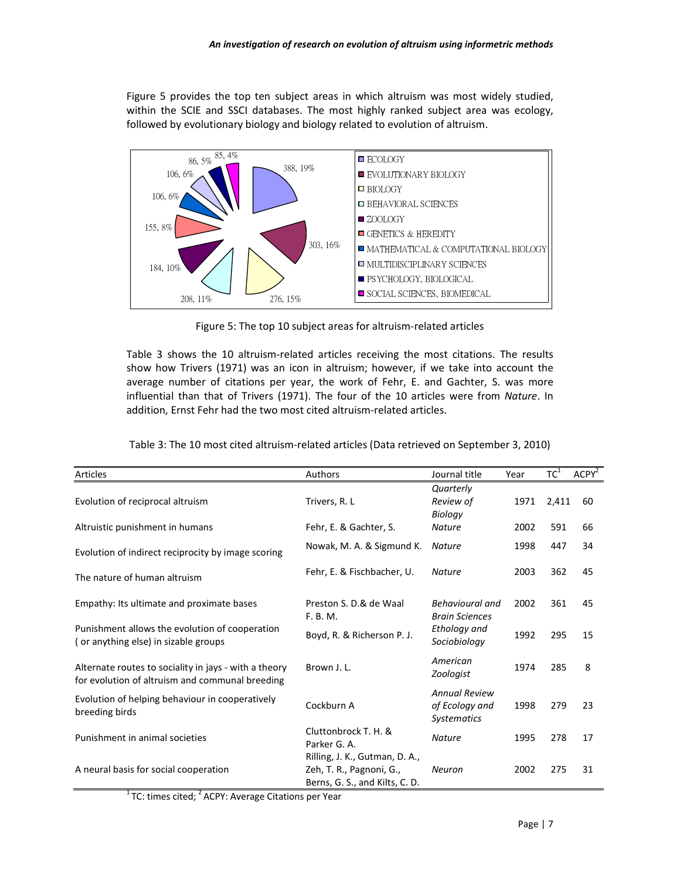Figure 5 provides the top ten subject areas in which altruism was most widely studied, within the SCIE and SSCI databases. The most highly ranked subject area was ecology, followed by evolutionary biology and biology related to evolution of altruism.

Figure 5: The top 10 subject areas for altruism-related articles

Table 3 shows the 10 altruism-related articles receiving the most citations. The results show how Trivers (1971) was an icon in altruism; however, if we take into account the average number of citations per year, the work of Fehr, E. and Gachter, S. was more influential than that of Trivers (1971). The four of the 10 articles were from *Nature*. In addition, Ernst Fehr had the two most cited altruism-related articles.

Table 3: The 10 most cited altruism-related articles (Data retrieved on September 3, 2010)

| Articles | Authors | Journal title | Year | TC[1] | ACPY[2] |
|---|---|---|---|---|---|
| Evolution of reciprocal altruism | Trivers, R. L | *Quarterly Review of Biology* | 1971 | 2,411 | 60 |
| Altruistic punishment in humans | Fehr, E. & Gachter, S. | *Nature* | 2002 | 591 | 66 |
| Evolution of indirect reciprocity by image scoring | Nowak, M. A. & Sigmund K. | *Nature* | 1998 | 447 | 34 |
| The nature of human altruism | Fehr, E. & Fischbacher, U. | *Nature* | 2003 | 362 | 45 |
| Empathy: Its ultimate and proximate bases | Preston S. D.& de Waal F. B. M. | *Behavioural and Brain Sciences* | 2002 | 361 | 45 |
| Punishment allows the evolution of cooperation ( or anything else) in sizable groups | Boyd, R. & Richerson P. J. | *Ethology and Sociobiology* | 1992 | 295 | 15 |
| Alternate routes to sociality in jays - with a theory for evolution of altruism and communal breeding | Brown J. L. | *American Zoologist* | 1974 | 285 | 8 |
| Evolution of helping behaviour in cooperatively breeding birds | Cockburn A | *Annual Review of Ecology and Systematics* | 1998 | 279 | 23 |
| Punishment in animal societies | Cluttonbrock T. H. & Parker G. A. | *Nature* | 1995 | 278 | 17 |
| A neural basis for social cooperation | Rilling, J. K., Gutman, D. A., Zeh, T. R., Pagnoni, G., Berns, G. S., and Kilts, C. D. | *Neuron* | 2002 | 275 | 31 |

[1] TC: times cited; [2] ACPY: Average Citations per Year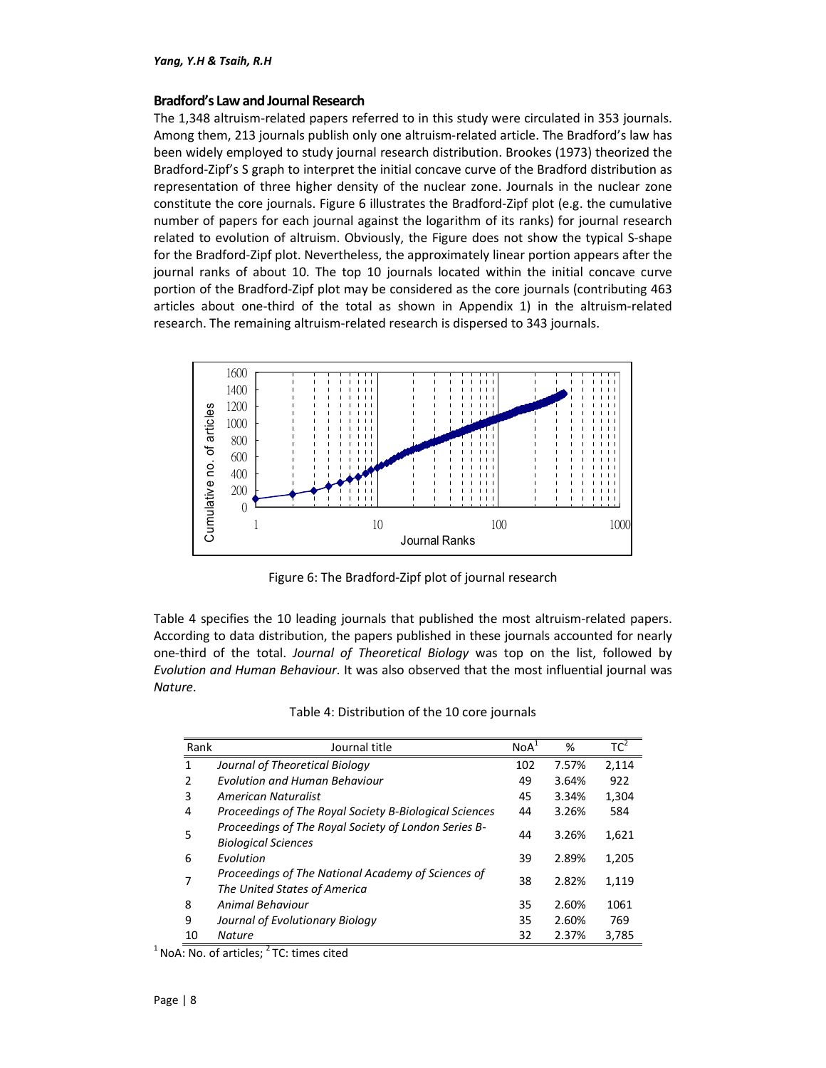### Bradford's Law and Journal Research

The 1,348 altruism-related papers referred to in this study were circulated in 353 journals. Among them, 213 journals publish only one altruism-related article. The Bradford's law has been widely employed to study journal research distribution. Brookes (1973) theorized the Bradford-Zipf's S graph to interpret the initial concave curve of the Bradford distribution as representation of three higher density of the nuclear zone. Journals in the nuclear zone constitute the core journals. Figure 6 illustrates the Bradford-Zipf plot (e.g. the cumulative number of papers for each journal against the logarithm of its ranks) for journal research related to evolution of altruism. Obviously, the Figure does not show the typical S-shape for the Bradford-Zipf plot. Nevertheless, the approximately linear portion appears after the journal ranks of about 10. The top 10 journals located within the initial concave curve portion of the Bradford-Zipf plot may be considered as the core journals (contributing 463 articles about one-third of the total as shown in Appendix 1) in the altruism-related research. The remaining altruism-related research is dispersed to 343 journals.

Figure 6: The Bradford-Zipf plot of journal research

Table 4 specifies the 10 leading journals that published the most altruism-related papers. According to data distribution, the papers published in these journals accounted for nearly one-third of the total. *Journal of Theoretical Biology* was top on the list, followed by *Evolution and Human Behaviour*. It was also observed that the most influential journal was *Nature*.

Table 4: Distribution of the 10 core journals

| Rank | Journal title | NoA[1] | % | TC[2] |
|---|---|---|---|---|
| 1 | *Journal of Theoretical Biology* | 102 | 7.57% | 2,114 |
| 2 | *Evolution and Human Behaviour* | 49 | 3.64% | 922 |
| 3 | *American Naturalist* | 45 | 3.34% | 1,304 |
| 4 | *Proceedings of The Royal Society B-Biological Sciences* | 44 | 3.26% | 584 |
| 5 | *Proceedings of The Royal Society of London Series B-Biological Sciences* | 44 | 3.26% | 1,621 |
| 6 | *Evolution* | 39 | 2.89% | 1,205 |
| 7 | *Proceedings of The National Academy of Sciences of The United States of America* | 38 | 2.82% | 1,119 |
| 8 | *Animal Behaviour* | 35 | 2.60% | 1061 |
| 9 | *Journal of Evolutionary Biology* | 35 | 2.60% | 769 |
| 10 | *Nature* | 32 | 2.37% | 3,785 |

[1] NoA: No. of articles; [2] TC: times cited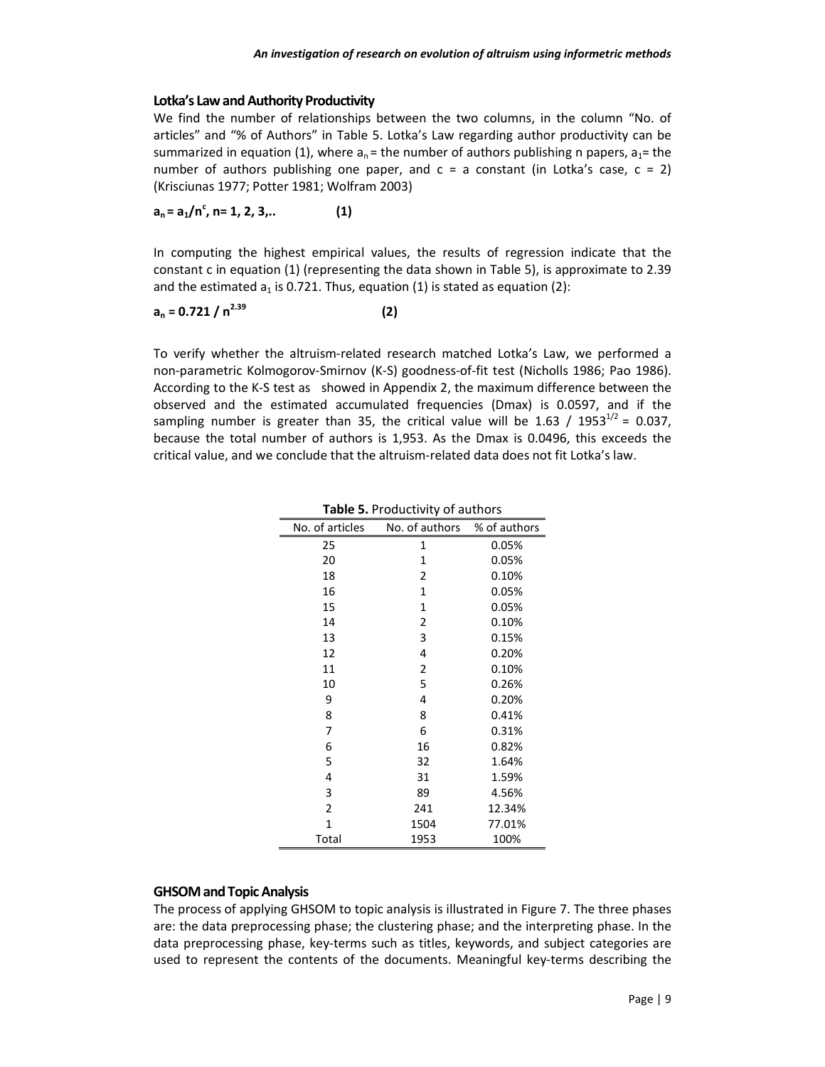### Lotka's Law and Authority Productivity

We find the number of relationships between the two columns, in the column "No. of articles" and "% of Authors" in Table 5. Lotka's Law regarding author productivity can be summarized in equation (1), where $a_n$ = the number of authors publishing n papers, $a_1$ = the number of authors publishing one paper, and c = a constant (in Lotka's case, c = 2) (Krisciunas 1977; Potter 1981; Wolfram 2003)

$$a_n = a_1/n^c, n = 1, 2, 3,.. \quad (1)$$

In computing the highest empirical values, the results of regression indicate that the constant c in equation (1) (representing the data shown in Table 5), is approximate to 2.39 and the estimated $a_1$ is 0.721. Thus, equation (1) is stated as equation (2):

$$a_n = 0.721 / n^{2.39} \quad (2)$$

To verify whether the altruism-related research matched Lotka's Law, we performed a non-parametric Kolmogorov-Smirnov (K-S) goodness-of-fit test (Nicholls 1986; Pao 1986). According to the K-S test as showed in Appendix 2, the maximum difference between the observed and the estimated accumulated frequencies (Dmax) is 0.0597, and if the sampling number is greater than 35, the critical value will be $1.63 / 1953^{1/2} = 0.037$, because the total number of authors is 1,953. As the Dmax is 0.0496, this exceeds the critical value, and we conclude that the altruism-related data does not fit Lotka's law.

**Table 5.** Productivity of authors

| No. of articles | No. of authors | % of authors |
|---|---|---|
| 25 | 1 | 0.05% |
| 20 | 1 | 0.05% |
| 18 | 2 | 0.10% |
| 16 | 1 | 0.05% |
| 15 | 1 | 0.05% |
| 14 | 2 | 0.10% |
| 13 | 3 | 0.15% |
| 12 | 4 | 0.20% |
| 11 | 2 | 0.10% |
| 10 | 5 | 0.26% |
| 9 | 4 | 0.20% |
| 8 | 8 | 0.41% |
| 7 | 6 | 0.31% |
| 6 | 16 | 0.82% |
| 5 | 32 | 1.64% |
| 4 | 31 | 1.59% |
| 3 | 89 | 4.56% |
| 2 | 241 | 12.34% |
| 1 | 1504 | 77.01% |
| Total | 1953 | 100% |

### GHSOM and Topic Analysis

The process of applying GHSOM to topic analysis is illustrated in Figure 7. The three phases are: the data preprocessing phase; the clustering phase; and the interpreting phase. In the data preprocessing phase, key-terms such as titles, keywords, and subject categories are used to represent the contents of the documents. Meaningful key-terms describing the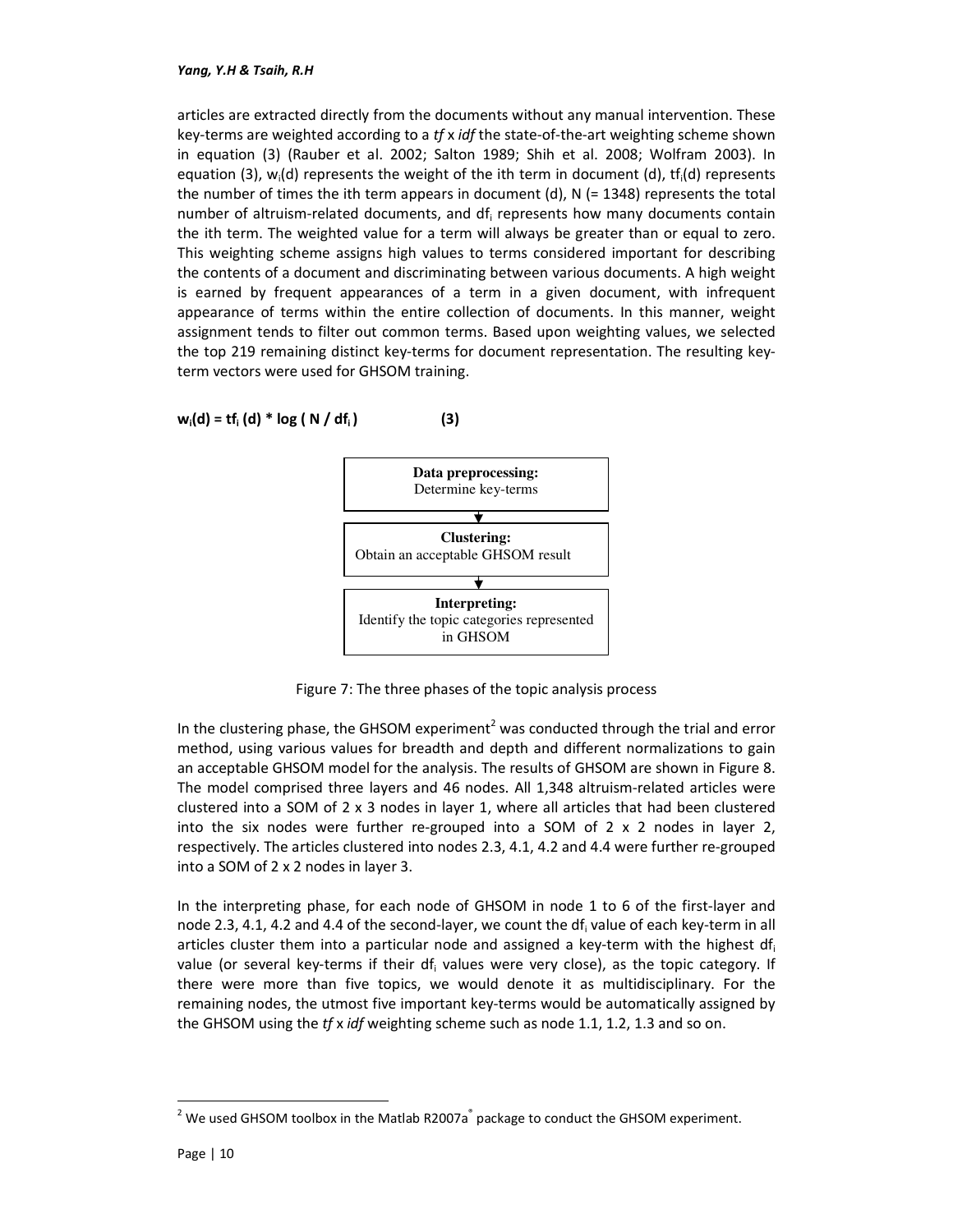articles are extracted directly from the documents without any manual intervention. These key-terms are weighted according to a *tf* x *idf* the state-of-the-art weighting scheme shown in equation (3) (Rauber et al. 2002; Salton 1989; Shih et al. 2008; Wolfram 2003). In equation (3), $w_i(d)$ represents the weight of the ith term in document (d), $tf_i(d)$ represents the number of times the ith term appears in document (d), N (= 1348) represents the total number of altruism-related documents, and $df_i$ represents how many documents contain the ith term. The weighted value for a term will always be greater than or equal to zero. This weighting scheme assigns high values to terms considered important for describing the contents of a document and discriminating between various documents. A high weight is earned by frequent appearances of a term in a given document, with infrequent appearance of terms within the entire collection of documents. In this manner, weight assignment tends to filter out common terms. Based upon weighting values, we selected the top 219 remaining distinct key-terms for document representation. The resulting key-term vectors were used for GHSOM training.

$$w_i(d) = tf_i(d) * \log(N / df_i) \quad (3)$$

**Data preprocessing:**
Determine key-terms

↓

**Clustering:**
Obtain an acceptable GHSOM result

↓

**Interpreting:**
Identify the topic categories represented in GHSOM

Figure 7: The three phases of the topic analysis process

In the clustering phase, the GHSOM experiment[2] was conducted through the trial and error method, using various values for breadth and depth and different normalizations to gain an acceptable GHSOM model for the analysis. The results of GHSOM are shown in Figure 8. The model comprised three layers and 46 nodes. All 1,348 altruism-related articles were clustered into a SOM of 2 x 3 nodes in layer 1, where all articles that had been clustered into the six nodes were further re-grouped into a SOM of 2 x 2 nodes in layer 2, respectively. The articles clustered into nodes 2.3, 4.1, 4.2 and 4.4 were further re-grouped into a SOM of 2 x 2 nodes in layer 3.

In the interpreting phase, for each node of GHSOM in node 1 to 6 of the first-layer and node 2.3, 4.1, 4.2 and 4.4 of the second-layer, we count the $df_i$ value of each key-term in all articles cluster them into a particular node and assigned a key-term with the highest $df_i$ value (or several key-terms if their $df_i$ values were very close), as the topic category. If there were more than five topics, we would denote it as multidisciplinary. For the remaining nodes, the utmost five important key-terms would be automatically assigned by the GHSOM using the *tf* x *idf* weighting scheme such as node 1.1, 1.2, 1.3 and so on.

---

[2] We used GHSOM toolbox in the Matlab R2007a® package to conduct the GHSOM experiment.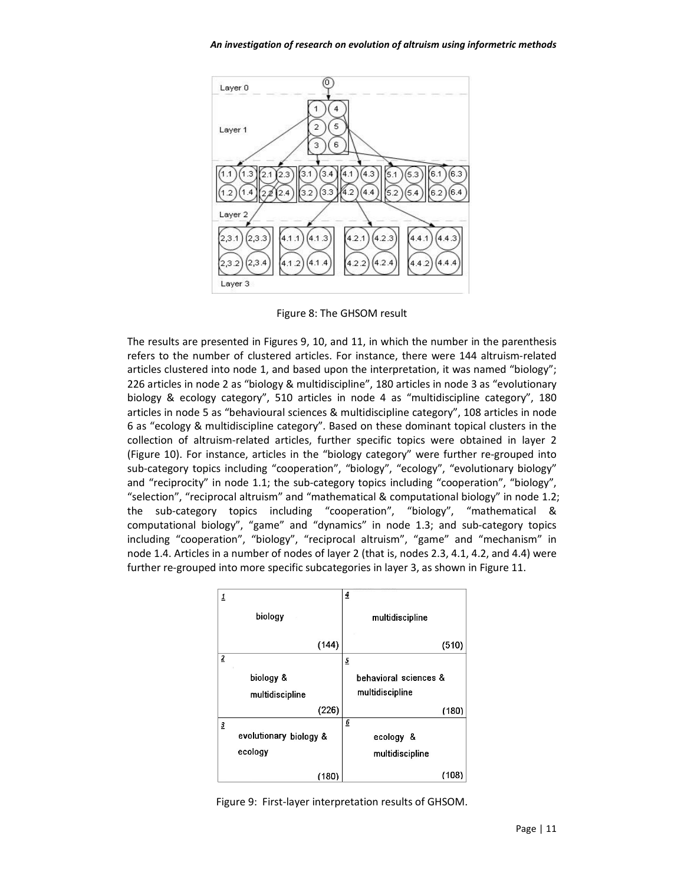Figure 8: The GHSOM result

The results are presented in Figures 9, 10, and 11, in which the number in the parenthesis refers to the number of clustered articles. For instance, there were 144 altruism-related articles clustered into node 1, and based upon the interpretation, it was named "biology"; 226 articles in node 2 as "biology & multidiscipline", 180 articles in node 3 as "evolutionary biology & ecology category", 510 articles in node 4 as "multidiscipline category", 180 articles in node 5 as "behavioural sciences & multidiscipline category", 108 articles in node 6 as "ecology & multidiscipline category". Based on these dominant topical clusters in the collection of altruism-related articles, further specific topics were obtained in layer 2 (Figure 10). For instance, articles in the "biology category" were further re-grouped into sub-category topics including "cooperation", "biology", "ecology", "evolutionary biology" and "reciprocity" in node 1.1; the sub-category topics including "cooperation", "biology", "selection", "reciprocal altruism" and "mathematical & computational biology" in node 1.2; the sub-category topics including "cooperation", "biology", "mathematical & computational biology", "game" and "dynamics" in node 1.3; and sub-category topics including "cooperation", "biology", "reciprocal altruism", "game" and "mechanism" in node 1.4. Articles in a number of nodes of layer 2 (that is, nodes 2.3, 4.1, 4.2, and 4.4) were further re-grouped into more specific subcategories in layer 3, as shown in Figure 11.

| | |
|---|---|
| 1 biology (144) | 4 multidiscipline (510) |
| 2 biology & multidiscipline (226) | 5 behavioral sciences & multidiscipline (180) |
| 3 evolutionary biology & ecology (180) | 6 ecology & multidiscipline (108) |

Figure 9: First-layer interpretation results of GHSOM.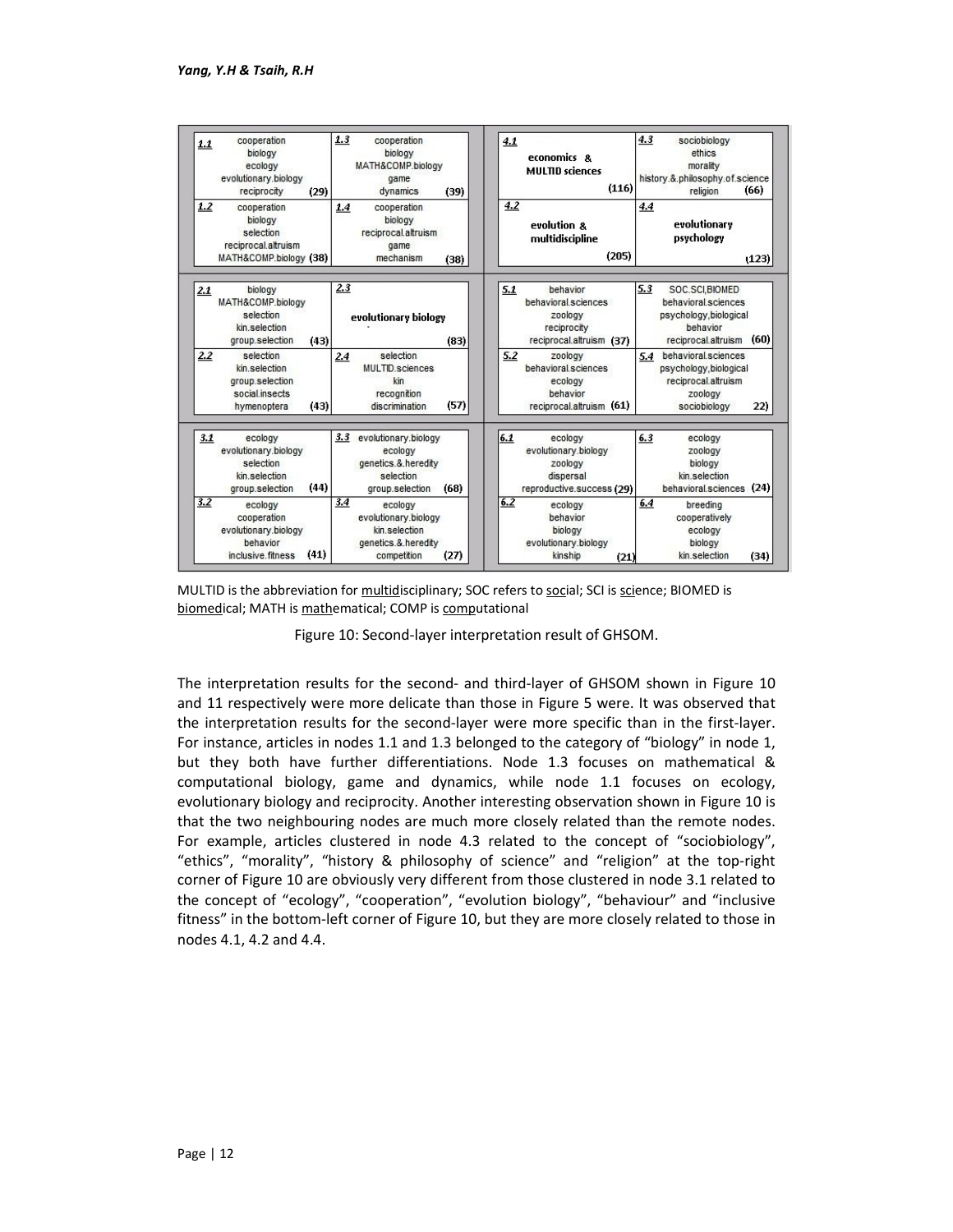| **1.1** | **1.3** | **4.1** | **4.3** |
|---|---|---|---|
| cooperation<br>biology<br>ecology<br>evolutionary.biology<br>reciprocity (29) | cooperation<br>biology<br>MATH&COMP.biology<br>game<br>dynamics (39) | economics &<br>MULTID sciences<br>(116) | sociobiology<br>ethics<br>morality<br>history.&.philosophy.of.science<br>religion (66) |
| **1.2** | **1.4** | **4.2** | **4.4** |
| cooperation<br>biology<br>selection<br>reciprocal.altruism<br>MATH&COMP.biology (38) | cooperation<br>biology<br>reciprocal.altruism<br>game<br>mechanism (38) | evolution &<br>multidiscipline<br>(205) | evolutionary<br>psychology<br>(123) |
| **2.1** | **2.3** | **5.1** | **5.3** |
| biology<br>MATH&COMP.biology<br>selection<br>kin.selection<br>group.selection (43) | evolutionary biology<br>(83) | behavior<br>behavioral.sciences<br>zoology<br>reciprocity<br>reciprocal.altruism (37) | SOC.SCI,BIOMED<br>behavioral.sciences<br>psychology,biological<br>behavior<br>reciprocal.altruism (60) |
| **2.2** | **2.4** | **5.2** | **5.4** |
| selection<br>kin.selection<br>group.selection<br>social.insects<br>hymenoptera (43) | selection<br>MULTID.sciences<br>kin<br>recognition<br>discrimination (57) | zoology<br>behavioral.sciences<br>ecology<br>behavior<br>reciprocal.altruism (61) | behavioral.sciences<br>psychology,biological<br>reciprocal.altruism<br>zoology<br>sociobiology 22) |
| **3.1** | **3.3** | **6.1** | **6.3** |
| ecology<br>evolutionary.biology<br>selection<br>kin.selection<br>group.selection (44) | evolutionary.biology<br>ecology<br>genetics.&.heredity<br>selection<br>group.selection (68) | ecology<br>evolutionary.biology<br>zoology<br>dispersal<br>reproductive.success (29) | ecology<br>zoology<br>biology<br>kin.selection<br>behavioral.sciences (24) |
| **3.2** | **3.4** | **6.2** | **6.4** |
| ecology<br>cooperation<br>evolutionary.biology<br>behavior<br>inclusive.fitness (41) | ecology<br>evolutionary.biology<br>kin.selection<br>genetics.&.heredity<br>competition (27) | ecology<br>behavior<br>biology<br>evolutionary.biology<br>kinship (21) | breeding<br>cooperatively<br>ecology<br>biology<br>kin.selection (34) |

MULTID is the abbreviation for multidisciplinary; SOC refers to social; SCI is science; BIOMED is biomedical; MATH is mathematical; COMP is computational

Figure 10: Second-layer interpretation result of GHSOM.

The interpretation results for the second- and third-layer of GHSOM shown in Figure 10 and 11 respectively were more delicate than those in Figure 5 were. It was observed that the interpretation results for the second-layer were more specific than in the first-layer. For instance, articles in nodes 1.1 and 1.3 belonged to the category of "biology" in node 1, but they both have further differentiations. Node 1.3 focuses on mathematical & computational biology, game and dynamics, while node 1.1 focuses on ecology, evolutionary biology and reciprocity. Another interesting observation shown in Figure 10 is that the two neighbouring nodes are much more closely related than the remote nodes. For example, articles clustered in node 4.3 related to the concept of "sociobiology", "ethics", "morality", "history & philosophy of science" and "religion" at the top-right corner of Figure 10 are obviously very different from those clustered in node 3.1 related to the concept of "ecology", "cooperation", "evolution biology", "behaviour" and "inclusive fitness" in the bottom-left corner of Figure 10, but they are more closely related to those in nodes 4.1, 4.2 and 4.4.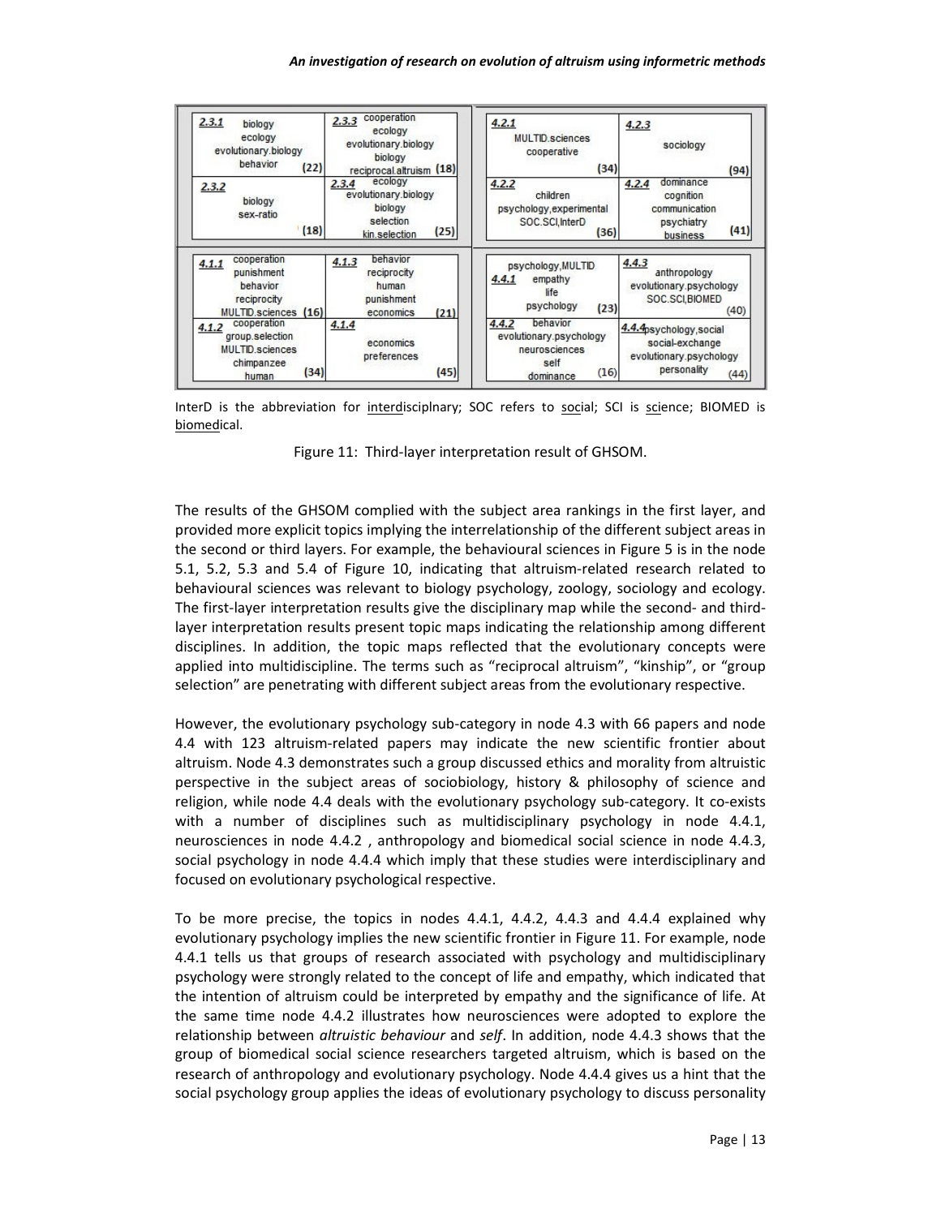| | |
|---|---|
| **2.3.1** biology, ecology, evolutionary.biology, behavior (22) | **2.3.3** cooperation, ecology, evolutionary.biology, biology, reciprocal.altruism (18) |
| **2.3.2** biology, sex-ratio (18) | **2.3.4** ecology, evolutionary.biology, biology, selection, kin.selection (25) |

| | |
|---|---|
| **4.2.1** MULTID.sciences, cooperative (34) | **4.2.3** sociology (94) |
| **4.2.2** children, psychology,experimental, SOC.SCI,InterD (36) | **4.2.4** dominance, cognition, communication, psychiatry, business (41) |

| | |
|---|---|
| **4.1.1** cooperation, punishment, behavior, reciprocity, MULTID.sciences (16) | **4.1.3** behavior, reciprocity, human, punishment, economics (21) |
| **4.1.2** cooperation, group.selection, MULTID.sciences, chimpanzee, human (34) | **4.1.4** economics, preferences (45) |

| | |
|---|---|
| **4.4.1** psychology,MULTID, empathy, life, psychology (23) | **4.4.3** anthropology, evolutionary.psychology, SOC.SCI,BIOMED (40) |
| **4.4.2** behavior, evolutionary.psychology, neurosciences, self, dominance (16) | **4.4.4** psychology,social, social-exchange, evolutionary.psychology, personality (44) |

InterD is the abbreviation for interdisciplnary; SOC refers to social; SCI is science; BIOMED is biomedical.

Figure 11: Third-layer interpretation result of GHSOM.

The results of the GHSOM complied with the subject area rankings in the first layer, and provided more explicit topics implying the interrelationship of the different subject areas in the second or third layers. For example, the behavioural sciences in Figure 5 is in the node 5.1, 5.2, 5.3 and 5.4 of Figure 10, indicating that altruism-related research related to behavioural sciences was relevant to biology psychology, zoology, sociology and ecology. The first-layer interpretation results give the disciplinary map while the second- and third-layer interpretation results present topic maps indicating the relationship among different disciplines. In addition, the topic maps reflected that the evolutionary concepts were applied into multidiscipline. The terms such as "reciprocal altruism", "kinship", or "group selection" are penetrating with different subject areas from the evolutionary respective.

However, the evolutionary psychology sub-category in node 4.3 with 66 papers and node 4.4 with 123 altruism-related papers may indicate the new scientific frontier about altruism. Node 4.3 demonstrates such a group discussed ethics and morality from altruistic perspective in the subject areas of sociobiology, history & philosophy of science and religion, while node 4.4 deals with the evolutionary psychology sub-category. It co-exists with a number of disciplines such as multidisciplinary psychology in node 4.4.1, neurosciences in node 4.4.2 , anthropology and biomedical social science in node 4.4.3, social psychology in node 4.4.4 which imply that these studies were interdisciplinary and focused on evolutionary psychological respective.

To be more precise, the topics in nodes 4.4.1, 4.4.2, 4.4.3 and 4.4.4 explained why evolutionary psychology implies the new scientific frontier in Figure 11. For example, node 4.4.1 tells us that groups of research associated with psychology and multidisciplinary psychology were strongly related to the concept of life and empathy, which indicated that the intention of altruism could be interpreted by empathy and the significance of life. At the same time node 4.4.2 illustrates how neurosciences were adopted to explore the relationship between *altruistic behaviour* and *self*. In addition, node 4.4.3 shows that the group of biomedical social science researchers targeted altruism, which is based on the research of anthropology and evolutionary psychology. Node 4.4.4 gives us a hint that the social psychology group applies the ideas of evolutionary psychology to discuss personality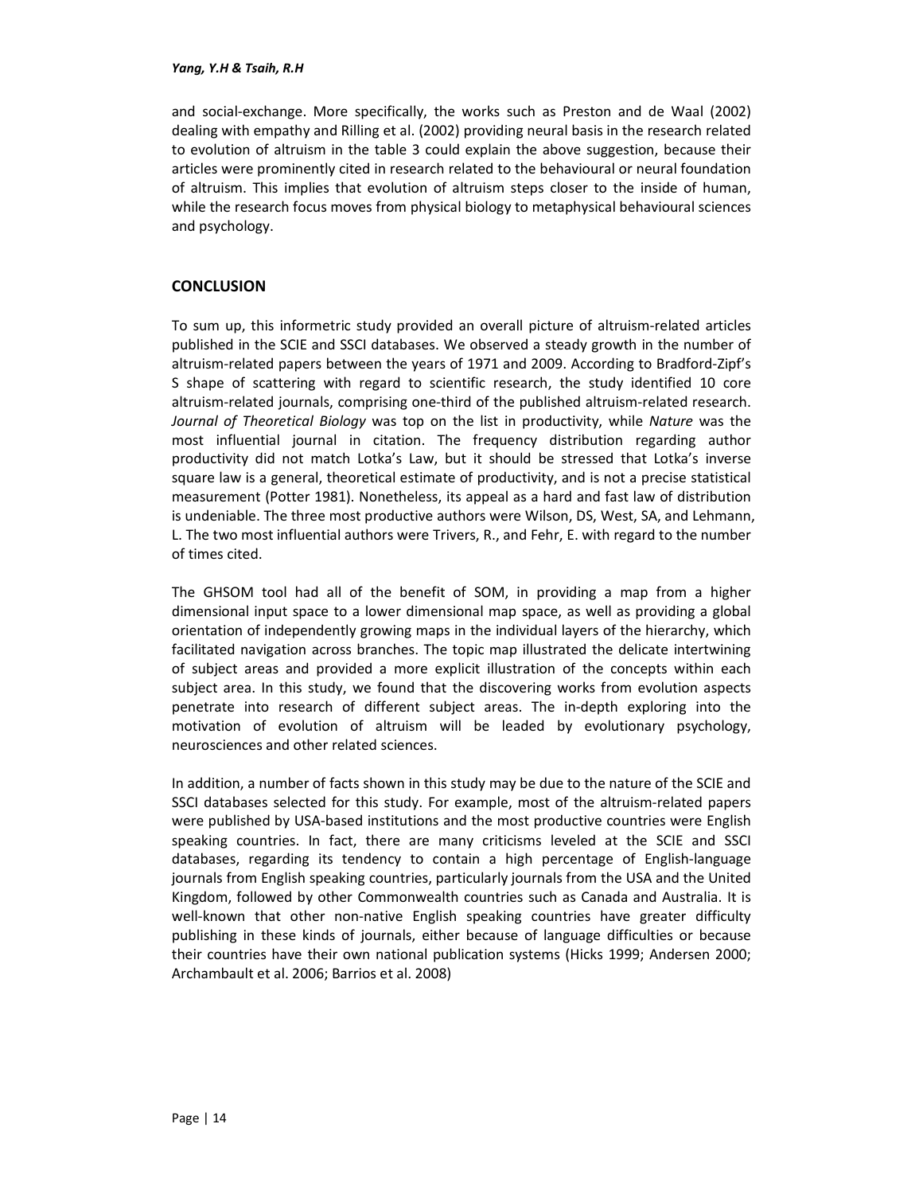and social-exchange. More specifically, the works such as Preston and de Waal (2002) dealing with empathy and Rilling et al. (2002) providing neural basis in the research related to evolution of altruism in the table 3 could explain the above suggestion, because their articles were prominently cited in research related to the behavioural or neural foundation of altruism. This implies that evolution of altruism steps closer to the inside of human, while the research focus moves from physical biology to metaphysical behavioural sciences and psychology.

## CONCLUSION

To sum up, this informetric study provided an overall picture of altruism-related articles published in the SCIE and SSCI databases. We observed a steady growth in the number of altruism-related papers between the years of 1971 and 2009. According to Bradford-Zipf's S shape of scattering with regard to scientific research, the study identified 10 core altruism-related journals, comprising one-third of the published altruism-related research. *Journal of Theoretical Biology* was top on the list in productivity, while *Nature* was the most influential journal in citation. The frequency distribution regarding author productivity did not match Lotka's Law, but it should be stressed that Lotka's inverse square law is a general, theoretical estimate of productivity, and is not a precise statistical measurement (Potter 1981). Nonetheless, its appeal as a hard and fast law of distribution is undeniable. The three most productive authors were Wilson, DS, West, SA, and Lehmann, L. The two most influential authors were Trivers, R., and Fehr, E. with regard to the number of times cited.

The GHSOM tool had all of the benefit of SOM, in providing a map from a higher dimensional input space to a lower dimensional map space, as well as providing a global orientation of independently growing maps in the individual layers of the hierarchy, which facilitated navigation across branches. The topic map illustrated the delicate intertwining of subject areas and provided a more explicit illustration of the concepts within each subject area. In this study, we found that the discovering works from evolution aspects penetrate into research of different subject areas. The in-depth exploring into the motivation of evolution of altruism will be leaded by evolutionary psychology, neurosciences and other related sciences.

In addition, a number of facts shown in this study may be due to the nature of the SCIE and SSCI databases selected for this study. For example, most of the altruism-related papers were published by USA-based institutions and the most productive countries were English speaking countries. In fact, there are many criticisms leveled at the SCIE and SSCI databases, regarding its tendency to contain a high percentage of English-language journals from English speaking countries, particularly journals from the USA and the United Kingdom, followed by other Commonwealth countries such as Canada and Australia. It is well-known that other non-native English speaking countries have greater difficulty publishing in these kinds of journals, either because of language difficulties or because their countries have their own national publication systems (Hicks 1999; Andersen 2000; Archambault et al. 2006; Barrios et al. 2008)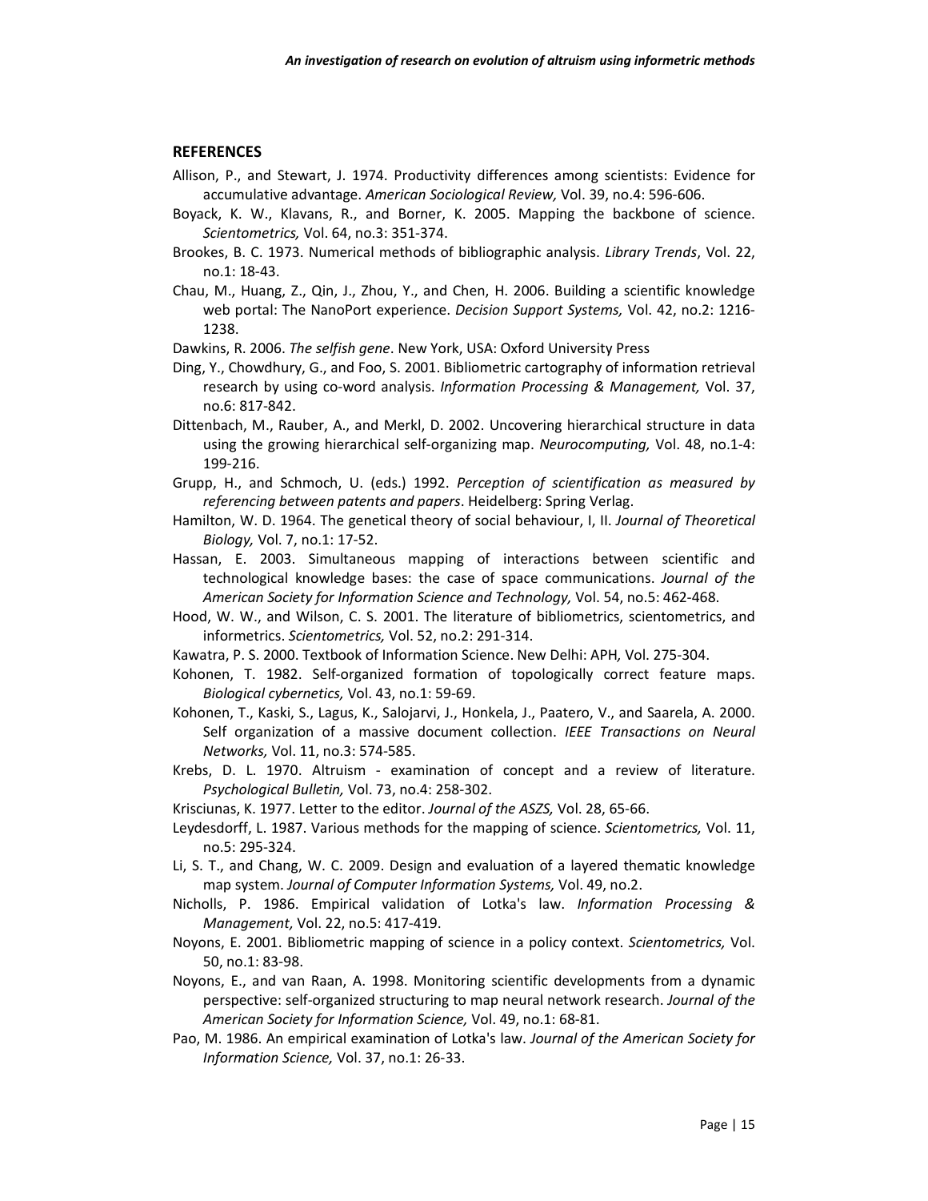## REFERENCES

Allison, P., and Stewart, J. 1974. Productivity differences among scientists: Evidence for accumulative advantage. *American Sociological Review,* Vol. 39, no.4: 596-606.

Boyack, K. W., Klavans, R., and Borner, K. 2005. Mapping the backbone of science. *Scientometrics,* Vol. 64, no.3: 351-374.

Brookes, B. C. 1973. Numerical methods of bibliographic analysis. *Library Trends*, Vol. 22, no.1: 18-43.

Chau, M., Huang, Z., Qin, J., Zhou, Y., and Chen, H. 2006. Building a scientific knowledge web portal: The NanoPort experience. *Decision Support Systems,* Vol. 42, no.2: 1216-1238.

Dawkins, R. 2006. *The selfish gene*. New York, USA: Oxford University Press

Ding, Y., Chowdhury, G., and Foo, S. 2001. Bibliometric cartography of information retrieval research by using co-word analysis. *Information Processing & Management,* Vol. 37, no.6: 817-842.

Dittenbach, M., Rauber, A., and Merkl, D. 2002. Uncovering hierarchical structure in data using the growing hierarchical self-organizing map. *Neurocomputing,* Vol. 48, no.1-4: 199-216.

Grupp, H., and Schmoch, U. (eds.) 1992. *Perception of scientification as measured by referencing between patents and papers*. Heidelberg: Spring Verlag.

Hamilton, W. D. 1964. The genetical theory of social behaviour, I, II. *Journal of Theoretical Biology,* Vol. 7, no.1: 17-52.

Hassan, E. 2003. Simultaneous mapping of interactions between scientific and technological knowledge bases: the case of space communications. *Journal of the American Society for Information Science and Technology,* Vol. 54, no.5: 462-468.

Hood, W. W., and Wilson, C. S. 2001. The literature of bibliometrics, scientometrics, and informetrics. *Scientometrics,* Vol. 52, no.2: 291-314.

Kawatra, P. S. 2000. Textbook of Information Science. New Delhi: APH*,* Vol. 275-304.

Kohonen, T. 1982. Self-organized formation of topologically correct feature maps. *Biological cybernetics,* Vol. 43, no.1: 59-69.

Kohonen, T., Kaski, S., Lagus, K., Salojarvi, J., Honkela, J., Paatero, V., and Saarela, A. 2000. Self organization of a massive document collection. *IEEE Transactions on Neural Networks,* Vol. 11, no.3: 574-585.

Krebs, D. L. 1970. Altruism - examination of concept and a review of literature. *Psychological Bulletin,* Vol. 73, no.4: 258-302.

Krisciunas, K. 1977. Letter to the editor. *Journal of the ASZS,* Vol. 28, 65-66.

Leydesdorff, L. 1987. Various methods for the mapping of science. *Scientometrics,* Vol. 11, no.5: 295-324.

Li, S. T., and Chang, W. C. 2009. Design and evaluation of a layered thematic knowledge map system. *Journal of Computer Information Systems,* Vol. 49, no.2.

Nicholls, P. 1986. Empirical validation of Lotka's law. *Information Processing & Management,* Vol. 22, no.5: 417-419.

Noyons, E. 2001. Bibliometric mapping of science in a policy context. *Scientometrics,* Vol. 50, no.1: 83-98.

Noyons, E., and van Raan, A. 1998. Monitoring scientific developments from a dynamic perspective: self-organized structuring to map neural network research. *Journal of the American Society for Information Science,* Vol. 49, no.1: 68-81.

Pao, M. 1986. An empirical examination of Lotka's law. *Journal of the American Society for Information Science,* Vol. 37, no.1: 26-33.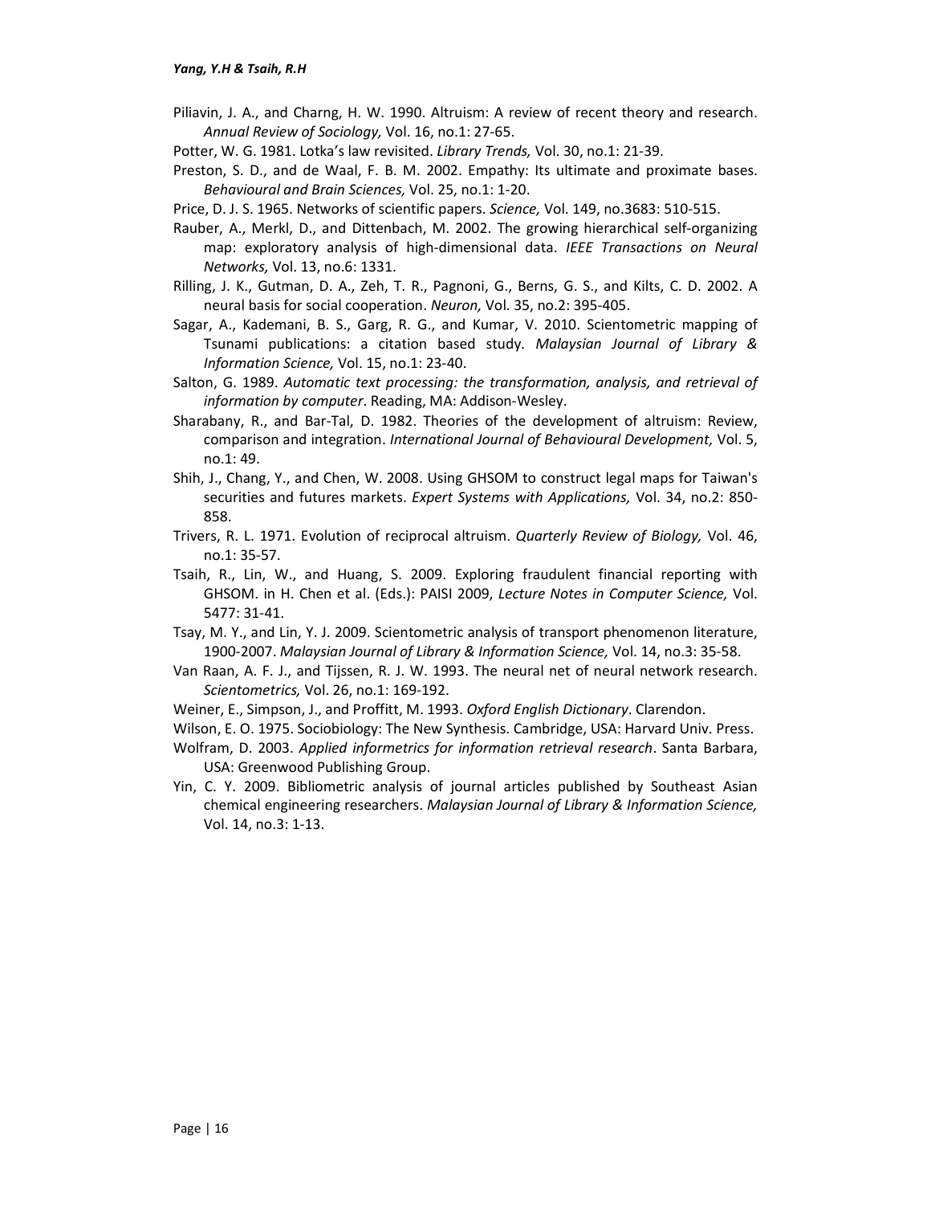Piliavin, J. A., and Charng, H. W. 1990. Altruism: A review of recent theory and research. *Annual Review of Sociology,* Vol. 16, no.1: 27-65.

Potter, W. G. 1981. Lotka's law revisited. *Library Trends,* Vol. 30, no.1: 21-39.

Preston, S. D., and de Waal, F. B. M. 2002. Empathy: Its ultimate and proximate bases. *Behavioural and Brain Sciences,* Vol. 25, no.1: 1-20.

Price, D. J. S. 1965. Networks of scientific papers. *Science,* Vol. 149, no.3683: 510-515.

Rauber, A., Merkl, D., and Dittenbach, M. 2002. The growing hierarchical self-organizing map: exploratory analysis of high-dimensional data. *IEEE Transactions on Neural Networks,* Vol. 13, no.6: 1331.

Rilling, J. K., Gutman, D. A., Zeh, T. R., Pagnoni, G., Berns, G. S., and Kilts, C. D. 2002. A neural basis for social cooperation. *Neuron,* Vol. 35, no.2: 395-405.

Sagar, A., Kademani, B. S., Garg, R. G., and Kumar, V. 2010. Scientometric mapping of Tsunami publications: a citation based study. *Malaysian Journal of Library & Information Science,* Vol. 15, no.1: 23-40.

Salton, G. 1989. *Automatic text processing: the transformation, analysis, and retrieval of information by computer*. Reading, MA: Addison-Wesley.

Sharabany, R., and Bar-Tal, D. 1982. Theories of the development of altruism: Review, comparison and integration. *International Journal of Behavioural Development,* Vol. 5, no.1: 49.

Shih, J., Chang, Y., and Chen, W. 2008. Using GHSOM to construct legal maps for Taiwan's securities and futures markets. *Expert Systems with Applications,* Vol. 34, no.2: 850-858.

Trivers, R. L. 1971. Evolution of reciprocal altruism. *Quarterly Review of Biology,* Vol. 46, no.1: 35-57.

Tsaih, R., Lin, W., and Huang, S. 2009. Exploring fraudulent financial reporting with GHSOM. in H. Chen et al. (Eds.): PAISI 2009, *Lecture Notes in Computer Science,* Vol. 5477: 31-41.

Tsay, M. Y., and Lin, Y. J. 2009. Scientometric analysis of transport phenomenon literature, 1900-2007. *Malaysian Journal of Library & Information Science,* Vol. 14, no.3: 35-58.

Van Raan, A. F. J., and Tijssen, R. J. W. 1993. The neural net of neural network research. *Scientometrics,* Vol. 26, no.1: 169-192.

Weiner, E., Simpson, J., and Proffitt, M. 1993. *Oxford English Dictionary*. Clarendon.

Wilson, E. O. 1975. Sociobiology: The New Synthesis. Cambridge, USA: Harvard Univ. Press.

Wolfram, D. 2003. *Applied informetrics for information retrieval research*. Santa Barbara, USA: Greenwood Publishing Group.

Yin, C. Y. 2009. Bibliometric analysis of journal articles published by Southeast Asian chemical engineering researchers. *Malaysian Journal of Library & Information Science,* Vol. 14, no.3: 1-13.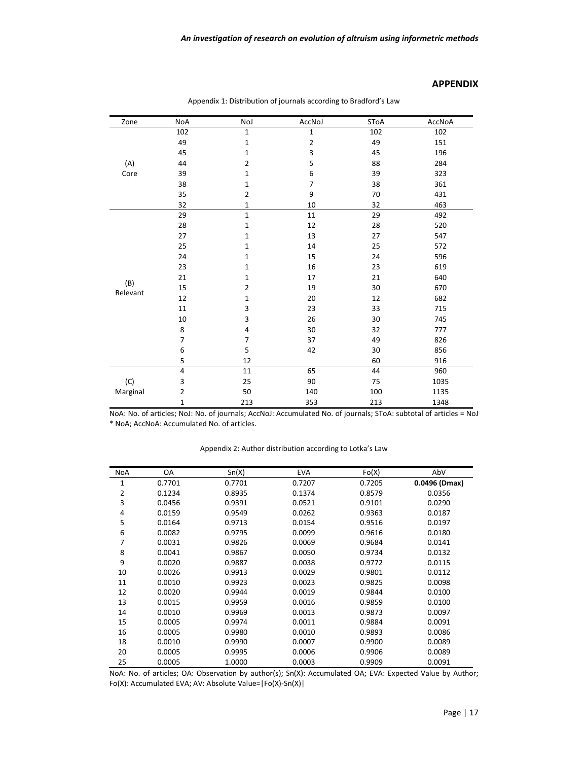## APPENDIX

Appendix 1: Distribution of journals according to Bradford's Law

| Zone | NoA | NoJ | AccNoJ | SToA | AccNoA |
|---|---|---|---|---|---|
| (A) Core | 102 | 1 | 1 | 102 | 102 |
| | 49 | 1 | 2 | 49 | 151 |
| | 45 | 1 | 3 | 45 | 196 |
| | 44 | 2 | 5 | 88 | 284 |
| | 39 | 1 | 6 | 39 | 323 |
| | 38 | 1 | 7 | 38 | 361 |
| | 35 | 2 | 9 | 70 | 431 |
| | 32 | 1 | 10 | 32 | 463 |
| (B) Relevant | 29 | 1 | 11 | 29 | 492 |
| | 28 | 1 | 12 | 28 | 520 |
| | 27 | 1 | 13 | 27 | 547 |
| | 25 | 1 | 14 | 25 | 572 |
| | 24 | 1 | 15 | 24 | 596 |
| | 23 | 1 | 16 | 23 | 619 |
| | 21 | 1 | 17 | 21 | 640 |
| | 15 | 2 | 19 | 30 | 670 |
| | 12 | 1 | 20 | 12 | 682 |
| | 11 | 3 | 23 | 33 | 715 |
| | 10 | 3 | 26 | 30 | 745 |
| | 8 | 4 | 30 | 32 | 777 |
| | 7 | 7 | 37 | 49 | 826 |
| | 6 | 5 | 42 | 30 | 856 |
| | 5 | 12 | | 60 | 916 |
| (C) Marginal | 4 | 11 | 65 | 44 | 960 |
| | 3 | 25 | 90 | 75 | 1035 |
| | 2 | 50 | 140 | 100 | 1135 |
| | 1 | 213 | 353 | 213 | 1348 |

NoA: No. of articles; NoJ: No. of journals; AccNoJ: Accumulated No. of journals; SToA: subtotal of articles = NoJ * NoA; AccNoA: Accumulated No. of articles.

Appendix 2: Author distribution according to Lotka's Law

| NoA | OA | Sn(X) | EVA | Fo(X) | AbV |
|---|---|---|---|---|---|
| 1 | 0.7701 | 0.7701 | 0.7207 | 0.7205 | **0.0496 (Dmax)** |
| 2 | 0.1234 | 0.8935 | 0.1374 | 0.8579 | 0.0356 |
| 3 | 0.0456 | 0.9391 | 0.0521 | 0.9101 | 0.0290 |
| 4 | 0.0159 | 0.9549 | 0.0262 | 0.9363 | 0.0187 |
| 5 | 0.0164 | 0.9713 | 0.0154 | 0.9516 | 0.0197 |
| 6 | 0.0082 | 0.9795 | 0.0099 | 0.9616 | 0.0180 |
| 7 | 0.0031 | 0.9826 | 0.0069 | 0.9684 | 0.0141 |
| 8 | 0.0041 | 0.9867 | 0.0050 | 0.9734 | 0.0132 |
| 9 | 0.0020 | 0.9887 | 0.0038 | 0.9772 | 0.0115 |
| 10 | 0.0026 | 0.9913 | 0.0029 | 0.9801 | 0.0112 |
| 11 | 0.0010 | 0.9923 | 0.0023 | 0.9825 | 0.0098 |
| 12 | 0.0020 | 0.9944 | 0.0019 | 0.9844 | 0.0100 |
| 13 | 0.0015 | 0.9959 | 0.0016 | 0.9859 | 0.0100 |
| 14 | 0.0010 | 0.9969 | 0.0013 | 0.9873 | 0.0097 |
| 15 | 0.0005 | 0.9974 | 0.0011 | 0.9884 | 0.0091 |
| 16 | 0.0005 | 0.9980 | 0.0010 | 0.9893 | 0.0086 |
| 18 | 0.0010 | 0.9990 | 0.0007 | 0.9900 | 0.0089 |
| 20 | 0.0005 | 0.9995 | 0.0006 | 0.9906 | 0.0089 |
| 25 | 0.0005 | 1.0000 | 0.0003 | 0.9909 | 0.0091 |

NoA: No. of articles; OA: Observation by author(s); Sn(X): Accumulated OA; EVA: Expected Value by Author; Fo(X): Accumulated EVA; AV: Absolute Value=|Fo(X)-Sn(X)|